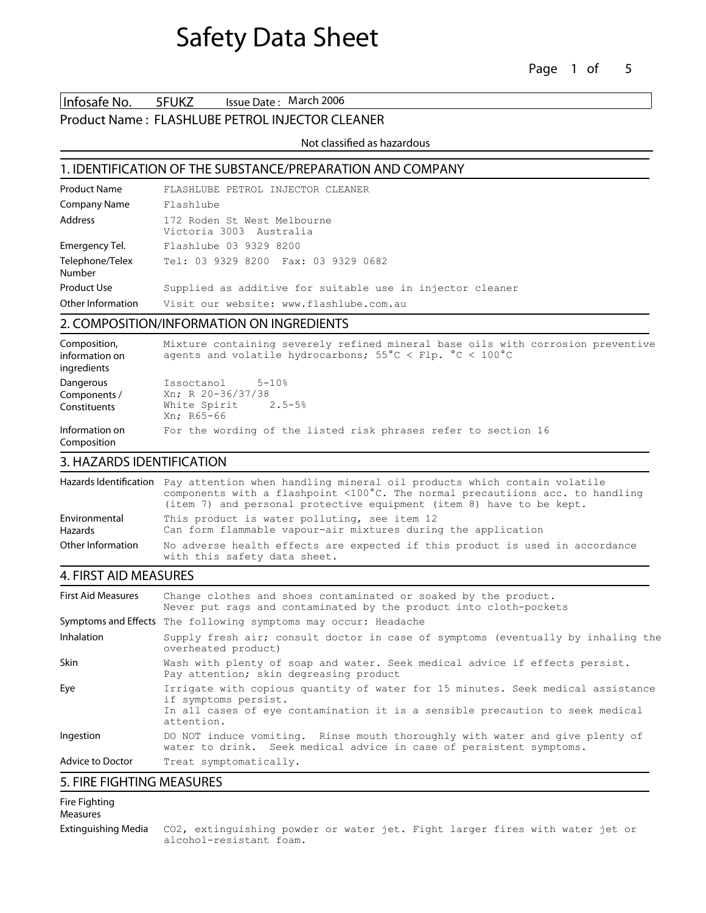# Safety Data Sheet

Infosafe No. 5FUKZ Issue Date : March 2006

Product Name : FLASHLUBE PETROL INJECTOR CLEANER

Not classified as hazardous

## 1. IDENTIFICATION OF THE SUBSTANCE/PREPARATION AND COMPANY

| | |
|---|---|
| Product Name | FLASHLUBE PETROL INJECTOR CLEANER |
| Company Name | Flashlube |
| Address | 172 Roden St West Melbourne Victoria 3003 Australia |
| Emergency Tel. | Flashlube 03 9329 8200 |
| Telephone/Telex Number | Tel: 03 9329 8200 Fax: 03 9329 0682 |
| Product Use | Supplied as additive for suitable use in injector cleaner |
| Other Information | Visit our website: www.flashlube.com.au |

## 2. COMPOSITION/INFORMATION ON INGREDIENTS

| | |
|---|---|
| Composition, information on ingredients | Mixture containing severely refined mineral base oils with corrosion preventive agents and volatile hydrocarbons; 55°C < Flp. °C < 100°C |
| Dangerous Components / Constituents | Issoctanol 5-10%<br>Xn; R 20-36/37/38<br>White Spirit 2.5-5%<br>Xn; R65-66 |
| Information on Composition | For the wording of the listed risk phrases refer to section 16 |

## 3. HAZARDS IDENTIFICATION

| | |
|---|---|
| Hazards Identification | Pay attention when handling mineral oil products which contain volatile components with a flashpoint <100°C. The normal precautiions acc. to handling (item 7) and personal protective equipment (item 8) have to be kept. |
| Environmental Hazards | This product is water polluting, see item 12<br>Can form flammable vapour-air mixtures during the application |
| Other Information | No adverse health effects are expected if this product is used in accordance with this safety data sheet. |

## 4. FIRST AID MEASURES

| | |
|---|---|
| First Aid Measures | Change clothes and shoes contaminated or soaked by the product.<br>Never put rags and contaminated by the product into cloth-pockets |
| Symptoms and Effects | The following symptoms may occur: Headache |
| Inhalation | Supply fresh air; consult doctor in case of symptoms (eventually by inhaling the overheated product) |
| Skin | Wash with plenty of soap and water. Seek medical advice if effects persist.<br>Pay attention; skin degreasing product |
| Eye | Irrigate with copious quantity of water for 15 minutes. Seek medical assistance if symptoms persist.<br>In all cases of eye contamination it is a sensible precaution to seek medical attention. |
| Ingestion | DO NOT induce vomiting. Rinse mouth thoroughly with water and give plenty of water to drink. Seek medical advice in case of persistent symptoms. |
| Advice to Doctor | Treat symptomatically. |

## 5. FIRE FIGHTING MEASURES

| | |
|---|---|
| Fire Fighting Measures | |
| Extinguishing Media | CO2, extinguishing powder or water jet. Fight larger fires with water jet or alcohol-resistant foam. |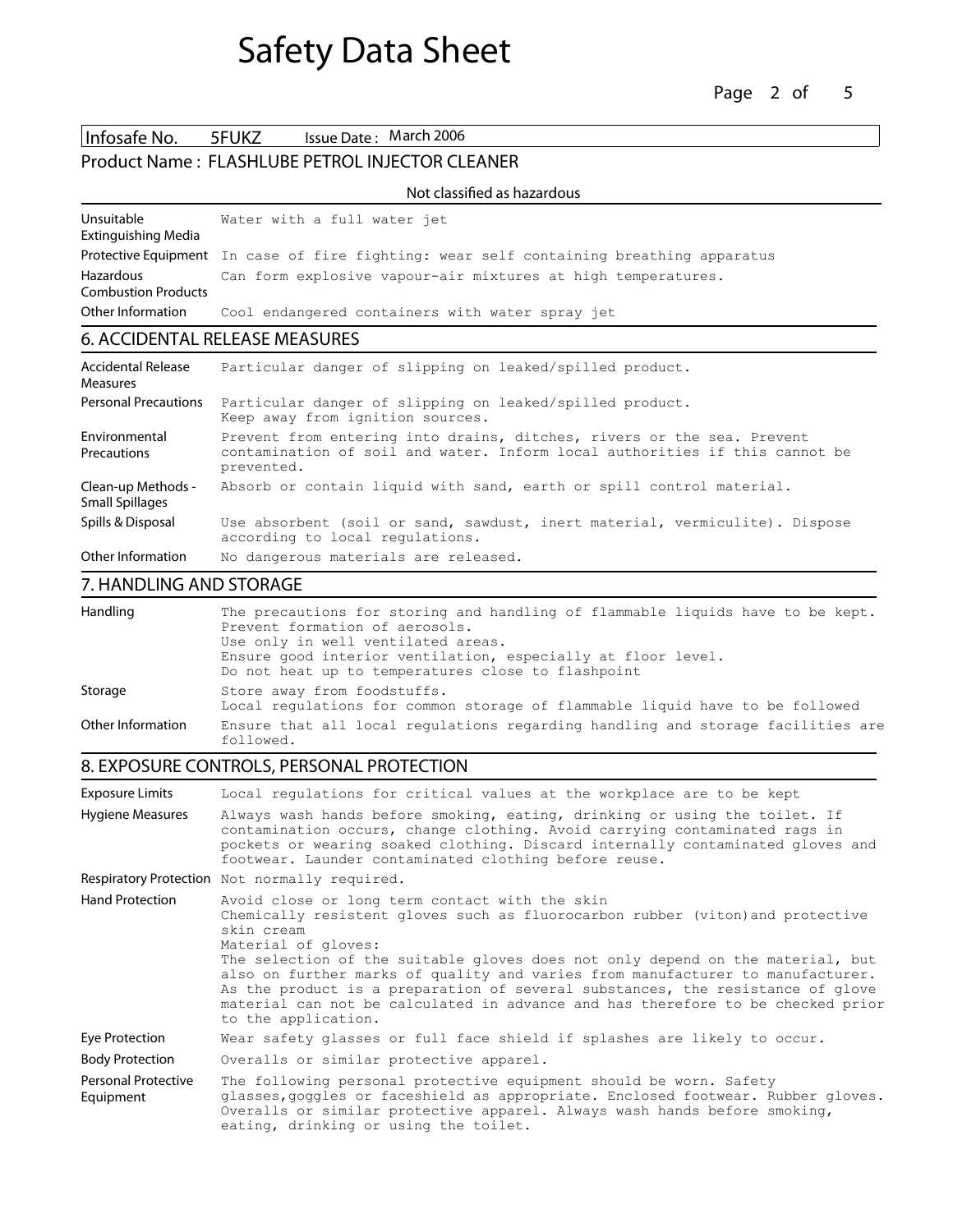Infosafe No. 5FUKZ Issue Date : March 2006

Product Name : FLASHLUBE PETROL INJECTOR CLEANER

Not classified as hazardous

| | |
|---|---|
| Unsuitable Extinguishing Media | Water with a full water jet |
| Protective Equipment | In case of fire fighting: wear self containing breathing apparatus |
| Hazardous Combustion Products | Can form explosive vapour-air mixtures at high temperatures. |
| Other Information | Cool endangered containers with water spray jet |

## 6. ACCIDENTAL RELEASE MEASURES

| | |
|---|---|
| Accidental Release Measures | Particular danger of slipping on leaked/spilled product. |
| Personal Precautions | Particular danger of slipping on leaked/spilled product. Keep away from ignition sources. |
| Environmental Precautions | Prevent from entering into drains, ditches, rivers or the sea. Prevent contamination of soil and water. Inform local authorities if this cannot be prevented. |
| Clean-up Methods - Small Spillages | Absorb or contain liquid with sand, earth or spill control material. |
| Spills & Disposal | Use absorbent (soil or sand, sawdust, inert material, vermiculite). Dispose according to local regulations. |
| Other Information | No dangerous materials are released. |

## 7. HANDLING AND STORAGE

| | |
|---|---|
| Handling | The precautions for storing and handling of flammable liquids have to be kept. Prevent formation of aerosols. Use only in well ventilated areas. Ensure good interior ventilation, especially at floor level. Do not heat up to temperatures close to flashpoint |
| Storage | Store away from foodstuffs. Local regulations for common storage of flammable liquid have to be followed |
| Other Information | Ensure that all local regulations regarding handling and storage facilities are followed. |

## 8. EXPOSURE CONTROLS, PERSONAL PROTECTION

| | |
|---|---|
| Exposure Limits | Local regulations for critical values at the workplace are to be kept |
| Hygiene Measures | Always wash hands before smoking, eating, drinking or using the toilet. If contamination occurs, change clothing. Avoid carrying contaminated rags in pockets or wearing soaked clothing. Discard internally contaminated gloves and footwear. Launder contaminated clothing before reuse. |
| Respiratory Protection | Not normally required. |
| Hand Protection | Avoid close or long term contact with the skin<br>Chemically resistent gloves such as fluorocarbon rubber (viton)and protective skin cream<br>Material of gloves:<br>The selection of the suitable gloves does not only depend on the material, but also on further marks of quality and varies from manufacturer to manufacturer. As the product is a preparation of several substances, the resistance of glove material can not be calculated in advance and has therefore to be checked prior to the application. |
| Eye Protection | Wear safety glasses or full face shield if splashes are likely to occur. |
| Body Protection | Overalls or similar protective apparel. |
| Personal Protective Equipment | The following personal protective equipment should be worn. Safety glasses,goggles or faceshield as appropriate. Enclosed footwear. Rubber gloves. Overalls or similar protective apparel. Always wash hands before smoking, eating, drinking or using the toilet. |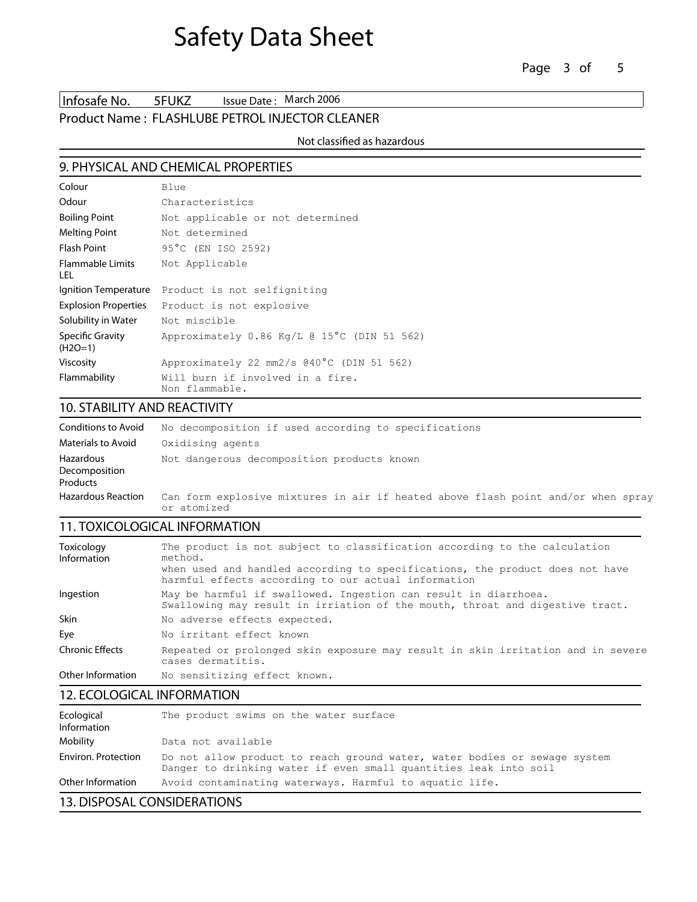# Safety Data Sheet

| Infosafe No. | 5FUKZ | Issue Date : March 2006 |
|---|---|---|

Product Name : FLASHLUBE PETROL INJECTOR CLEANER

Not classified as hazardous

## 9. PHYSICAL AND CHEMICAL PROPERTIES

| | |
|---|---|
| Colour | Blue |
| Odour | Characteristics |
| Boiling Point | Not applicable or not determined |
| Melting Point | Not determined |
| Flash Point | 95°C (EN ISO 2592) |
| Flammable Limits LEL | Not Applicable |
| Ignition Temperature | Product is not selfigniting |
| Explosion Properties | Product is not explosive |
| Solubility in Water | Not miscible |
| Specific Gravity ($H_2O$=1) | Approximately 0.86 Kg/L @ 15°C (DIN 51 562) |
| Viscosity | Approximately 22 mm2/s @40°C (DIN 51 562) |
| Flammability | Will burn if involved in a fire. Non flammable. |

## 10. STABILITY AND REACTIVITY

| | |
|---|---|
| Conditions to Avoid | No decomposition if used according to specifications |
| Materials to Avoid | Oxidising agents |
| Hazardous Decomposition Products | Not dangerous decomposition products known |
| Hazardous Reaction | Can form explosive mixtures in air if heated above flash point and/or when spray or atomized |

## 11. TOXICOLOGICAL INFORMATION

| | |
|---|---|
| Toxicology Information | The product is not subject to classification according to the calculation method. when used and handled according to specifications, the product does not have harmful effects according to our actual information |
| Ingestion | May be harmful if swallowed. Ingestion can result in diarrhoea. Swallowing may result in irriation of the mouth, throat and digestive tract. |
| Skin | No adverse effects expected. |
| Eye | No irritant effect known |
| Chronic Effects | Repeated or prolonged skin exposure may result in skin irritation and in severe cases dermatitis. |
| Other Information | No sensitizing effect known. |

## 12. ECOLOGICAL INFORMATION

| | |
|---|---|
| Ecological Information | The product swims on the water surface |
| Mobility | Data not available |
| Environ. Protection | Do not allow product to reach ground water, water bodies or sewage system Danger to drinking water if even small quantities leak into soil |
| Other Information | Avoid contaminating waterways. Harmful to aquatic life. |

## 13. DISPOSAL CONSIDERATIONS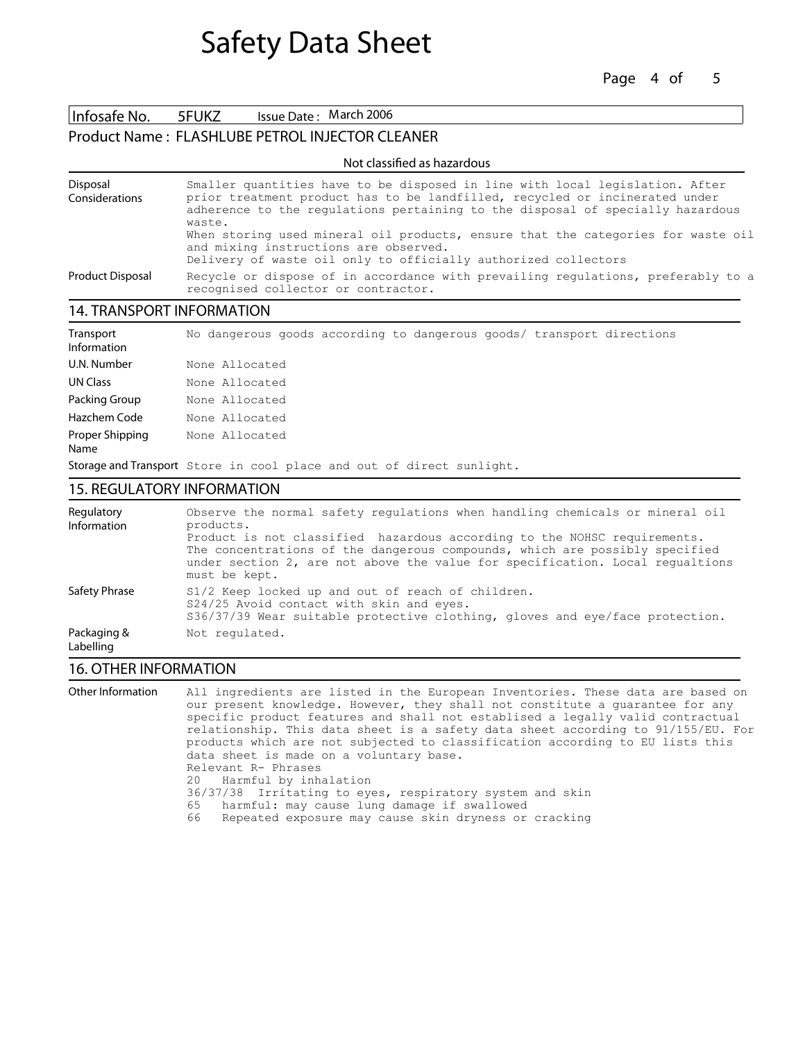# Safety Data Sheet

| Infosafe No. | 5FUKZ | Issue Date : | March 2006 |
|---|---|---|---|

**Product Name : FLASHLUBE PETROL INJECTOR CLEANER**

Not classified as hazardous

| | |
|---|---|
| Disposal Considerations | Smaller quantities have to be disposed in line with local legislation. After prior treatment product has to be landfilled, recycled or incinerated under adherence to the regulations pertaining to the disposal of specially hazardous waste. When storing used mineral oil products, ensure that the categories for waste oil and mixing instructions are observed. Delivery of waste oil only to officially authorized collectors |
| Product Disposal | Recycle or dispose of in accordance with prevailing regulations, preferably to a recognised collector or contractor. |

## 14. TRANSPORT INFORMATION

| | |
|---|---|
| Transport Information | No dangerous goods according to dangerous goods/ transport directions |
| U.N. Number | None Allocated |
| UN Class | None Allocated |
| Packing Group | None Allocated |
| Hazchem Code | None Allocated |
| Proper Shipping Name | None Allocated |
| Storage and Transport | Store in cool place and out of direct sunlight. |

## 15. REGULATORY INFORMATION

| | |
|---|---|
| Regulatory Information | Observe the normal safety regulations when handling chemicals or mineral oil products. Product is not classified hazardous according to the NOHSC requirements. The concentrations of the dangerous compounds, which are possibly specified under section 2, are not above the value for specification. Local regualtions must be kept. |
| Safety Phrase | S1/2 Keep locked up and out of reach of children. S24/25 Avoid contact with skin and eyes. S36/37/39 Wear suitable protective clothing, gloves and eye/face protection. |
| Packaging & Labelling | Not regulated. |

## 16. OTHER INFORMATION

**Other Information**

All ingredients are listed in the European Inventories. These data are based on our present knowledge. However, they shall not constitute a guarantee for any specific product features and shall not establised a legally valid contractual relationship. This data sheet is a safety data sheet according to 91/155/EU. For products which are not subjected to classification according to EU lists this data sheet is made on a voluntary base.

Relevant R- Phrases
20 Harmful by inhalation
36/37/38 Irritating to eyes, respiratory system and skin
65 harmful: may cause lung damage if swallowed
66 Repeated exposure may cause skin dryness or cracking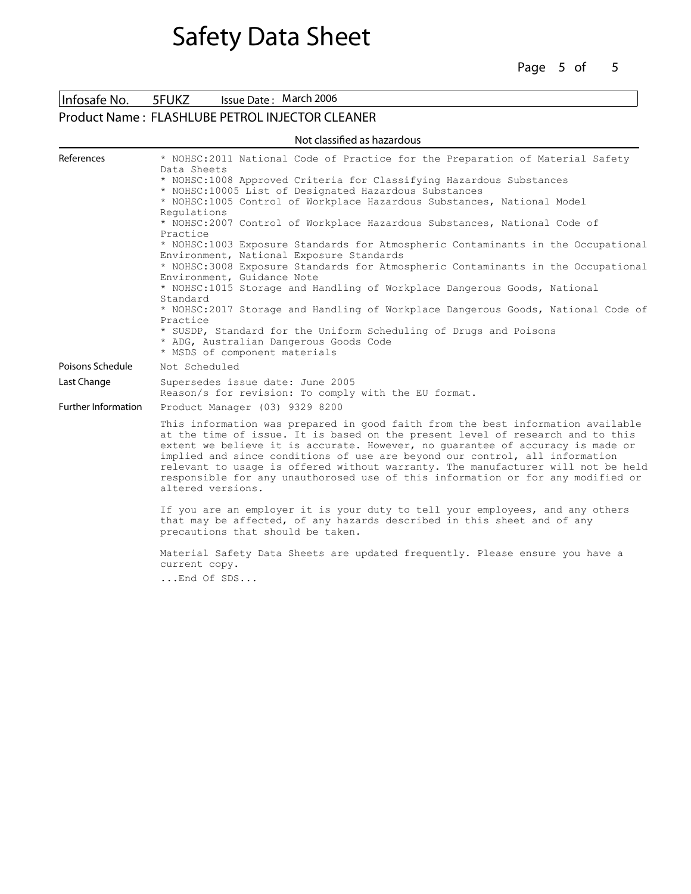| Infosafe No. 5FUKZ | Issue Date : March 2006 |
|---|---|

Product Name : FLASHLUBE PETROL INJECTOR CLEANER

Not classified as hazardous

**References**

* NOHSC:2011 National Code of Practice for the Preparation of Material Safety Data Sheets
* NOHSC:1008 Approved Criteria for Classifying Hazardous Substances
* NOHSC:10005 List of Designated Hazardous Substances
* NOHSC:1005 Control of Workplace Hazardous Substances, National Model Regulations
* NOHSC:2007 Control of Workplace Hazardous Substances, National Code of Practice
* NOHSC:1003 Exposure Standards for Atmospheric Contaminants in the Occupational Environment, National Exposure Standards
* NOHSC:3008 Exposure Standards for Atmospheric Contaminants in the Occupational Environment, Guidance Note
* NOHSC:1015 Storage and Handling of Workplace Dangerous Goods, National Standard
* NOHSC:2017 Storage and Handling of Workplace Dangerous Goods, National Code of Practice
* SUSDP, Standard for the Uniform Scheduling of Drugs and Poisons
* ADG, Australian Dangerous Goods Code
* MSDS of component materials

**Poisons Schedule**

Not Scheduled

**Last Change**

Supersedes issue date: June 2005
Reason/s for revision: To comply with the EU format.

**Further Information**

Product Manager (03) 9329 8200

This information was prepared in good faith from the best information available at the time of issue. It is based on the present level of research and to this extent we believe it is accurate. However, no guarantee of accuracy is made or implied and since conditions of use are beyond our control, all information relevant to usage is offered without warranty. The manufacturer will not be held responsible for any unauthorosed use of this information or for any modified or altered versions.

If you are an employer it is your duty to tell your employees, and any others that may be affected, of any hazards described in this sheet and of any precautions that should be taken.

Material Safety Data Sheets are updated frequently. Please ensure you have a current copy.

...End Of SDS...